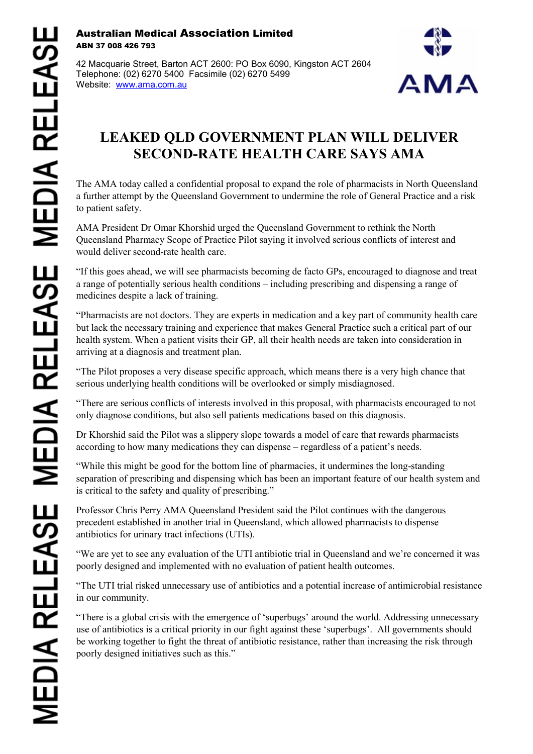**Australian Medical Association Limited**
**ABN 37 008 426 793**

42 Macquarie Street, Barton ACT 2600: PO Box 6090, Kingston ACT 2604
Telephone: (02) 6270 5400 Facsimile (02) 6270 5499
Website: www.ama.com.au

AMA

# LEAKED QLD GOVERNMENT PLAN WILL DELIVER SECOND-RATE HEALTH CARE SAYS AMA

The AMA today called a confidential proposal to expand the role of pharmacists in North Queensland a further attempt by the Queensland Government to undermine the role of General Practice and a risk to patient safety.

AMA President Dr Omar Khorshid urged the Queensland Government to rethink the North Queensland Pharmacy Scope of Practice Pilot saying it involved serious conflicts of interest and would deliver second-rate health care.

"If this goes ahead, we will see pharmacists becoming de facto GPs, encouraged to diagnose and treat a range of potentially serious health conditions – including prescribing and dispensing a range of medicines despite a lack of training.

"Pharmacists are not doctors. They are experts in medication and a key part of community health care but lack the necessary training and experience that makes General Practice such a critical part of our health system. When a patient visits their GP, all their health needs are taken into consideration in arriving at a diagnosis and treatment plan.

"The Pilot proposes a very disease specific approach, which means there is a very high chance that serious underlying health conditions will be overlooked or simply misdiagnosed.

"There are serious conflicts of interests involved in this proposal, with pharmacists encouraged to not only diagnose conditions, but also sell patients medications based on this diagnosis.

Dr Khorshid said the Pilot was a slippery slope towards a model of care that rewards pharmacists according to how many medications they can dispense – regardless of a patient's needs.

"While this might be good for the bottom line of pharmacies, it undermines the long-standing separation of prescribing and dispensing which has been an important feature of our health system and is critical to the safety and quality of prescribing."

Professor Chris Perry AMA Queensland President said the Pilot continues with the dangerous precedent established in another trial in Queensland, which allowed pharmacists to dispense antibiotics for urinary tract infections (UTIs).

"We are yet to see any evaluation of the UTI antibiotic trial in Queensland and we're concerned it was poorly designed and implemented with no evaluation of patient health outcomes.

"The UTI trial risked unnecessary use of antibiotics and a potential increase of antimicrobial resistance in our community.

"There is a global crisis with the emergence of 'superbugs' around the world. Addressing unnecessary use of antibiotics is a critical priority in our fight against these 'superbugs'. All governments should be working together to fight the threat of antibiotic resistance, rather than increasing the risk through poorly designed initiatives such as this."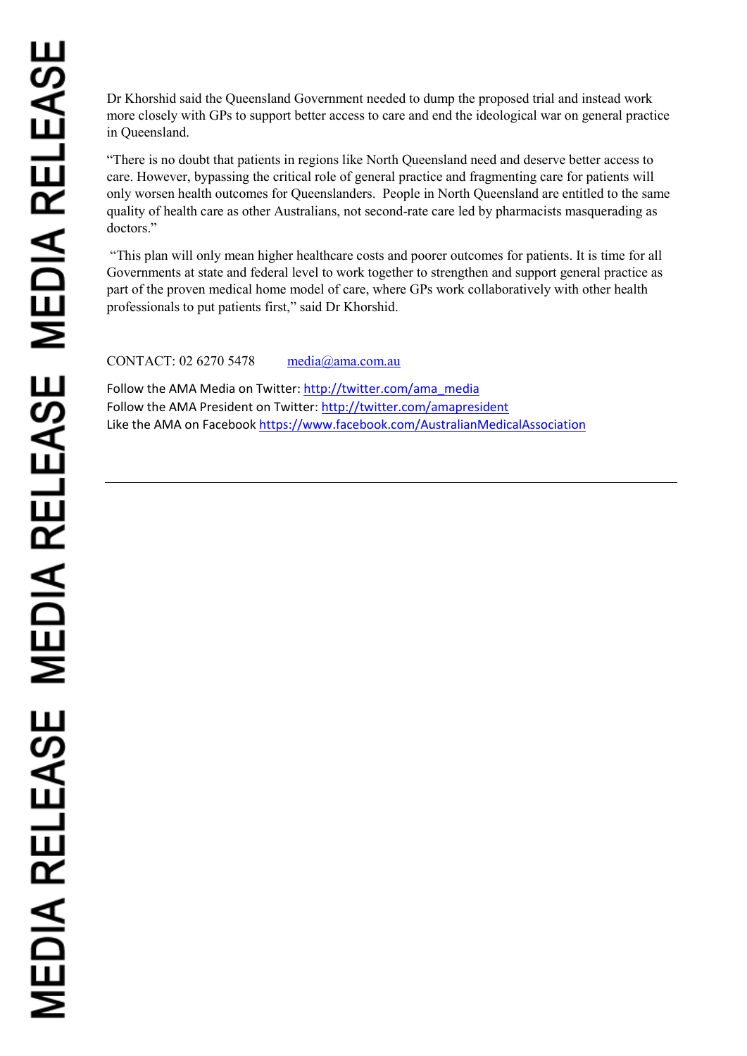Dr Khorshid said the Queensland Government needed to dump the proposed trial and instead work more closely with GPs to support better access to care and end the ideological war on general practice in Queensland.

"There is no doubt that patients in regions like North Queensland need and deserve better access to care. However, bypassing the critical role of general practice and fragmenting care for patients will only worsen health outcomes for Queenslanders. People in North Queensland are entitled to the same quality of health care as other Australians, not second-rate care led by pharmacists masquerading as doctors."

"This plan will only mean higher healthcare costs and poorer outcomes for patients. It is time for all Governments at state and federal level to work together to strengthen and support general practice as part of the proven medical home model of care, where GPs work collaboratively with other health professionals to put patients first," said Dr Khorshid.

CONTACT: 02 6270 5478 media@ama.com.au

Follow the AMA Media on Twitter: http://twitter.com/ama_media
Follow the AMA President on Twitter: http://twitter.com/amapresident
Like the AMA on Facebook https://www.facebook.com/AustralianMedicalAssociation

---